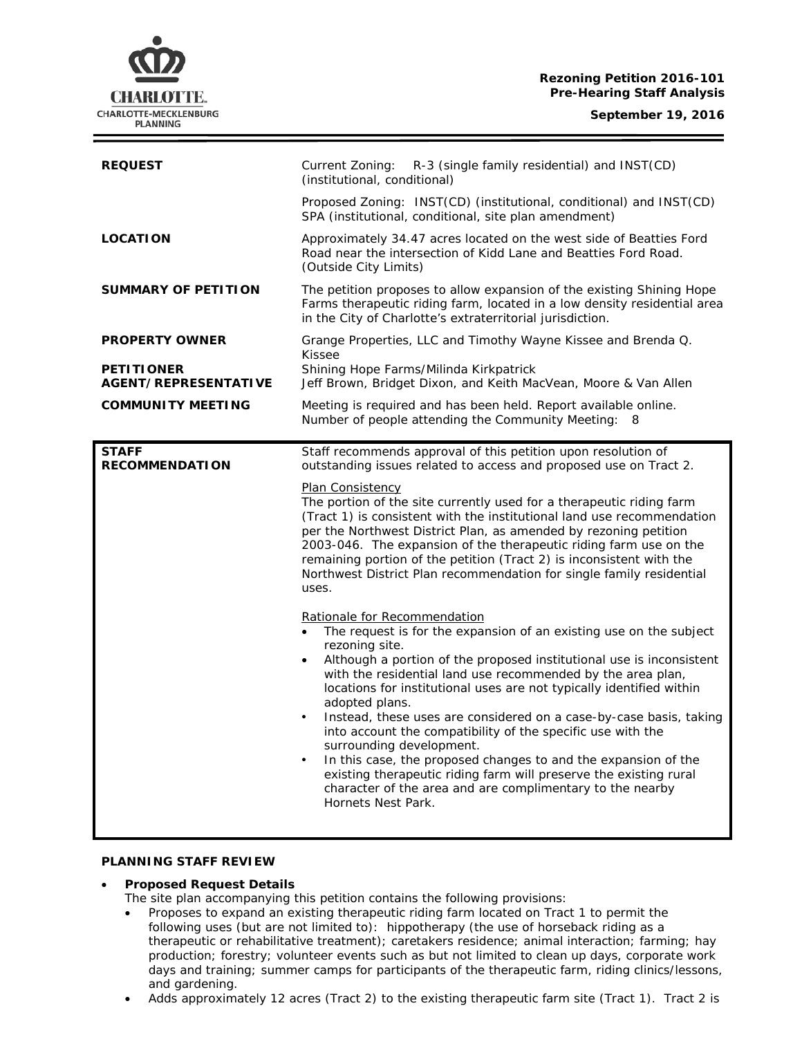**Rezoning Petition 2016-101**
**Pre-Hearing Staff Analysis**

**September 19, 2016**

| | |
|---|---|
| **REQUEST** | Current Zoning: R-3 (single family residential) and INST(CD) (institutional, conditional)<br><br>Proposed Zoning: INST(CD) (institutional, conditional) and INST(CD) SPA (institutional, conditional, site plan amendment) |
| **LOCATION** | Approximately 34.47 acres located on the west side of Beatties Ford Road near the intersection of Kidd Lane and Beatties Ford Road. (Outside City Limits) |
| **SUMMARY OF PETITION** | The petition proposes to allow expansion of the existing Shining Hope Farms therapeutic riding farm, located in a low density residential area in the City of Charlotte's extraterritorial jurisdiction. |
| **PROPERTY OWNER** | Grange Properties, LLC and Timothy Wayne Kissee and Brenda Q. Kissee |
| **PETITIONER** | Shining Hope Farms/Milinda Kirkpatrick |
| **AGENT/REPRESENTATIVE** | Jeff Brown, Bridget Dixon, and Keith MacVean, Moore & Van Allen |
| **COMMUNITY MEETING** | Meeting is required and has been held. Report available online. Number of people attending the Community Meeting: 8 |

**STAFF RECOMMENDATION**

Staff recommends approval of this petition upon resolution of outstanding issues related to access and proposed use on Tract 2.

Plan Consistency

The portion of the site currently used for a therapeutic riding farm (Tract 1) is consistent with the institutional land use recommendation per the Northwest District Plan, as amended by rezoning petition 2003-046. The expansion of the therapeutic riding farm use on the remaining portion of the petition (Tract 2) is inconsistent with the Northwest District Plan recommendation for single family residential uses.

Rationale for Recommendation

- The request is for the expansion of an existing use on the subject rezoning site.
- Although a portion of the proposed institutional use is inconsistent with the residential land use recommended by the area plan, locations for institutional uses are not typically identified within adopted plans.
- Instead, these uses are considered on a case-by-case basis, taking into account the compatibility of the specific use with the surrounding development.
- In this case, the proposed changes to and the expansion of the existing therapeutic riding farm will preserve the existing rural character of the area and are complimentary to the nearby Hornets Nest Park.

**PLANNING STAFF REVIEW**

- **Proposed Request Details**
  The site plan accompanying this petition contains the following provisions:
  - Proposes to expand an existing therapeutic riding farm located on Tract 1 to permit the following uses (but are not limited to): hippotherapy (the use of horseback riding as a therapeutic or rehabilitative treatment); caretakers residence; animal interaction; farming; hay production; forestry; volunteer events such as but not limited to clean up days, corporate work days and training; summer camps for participants of the therapeutic farm, riding clinics/lessons, and gardening.
  - Adds approximately 12 acres (Tract 2) to the existing therapeutic farm site (Tract 1). Tract 2 is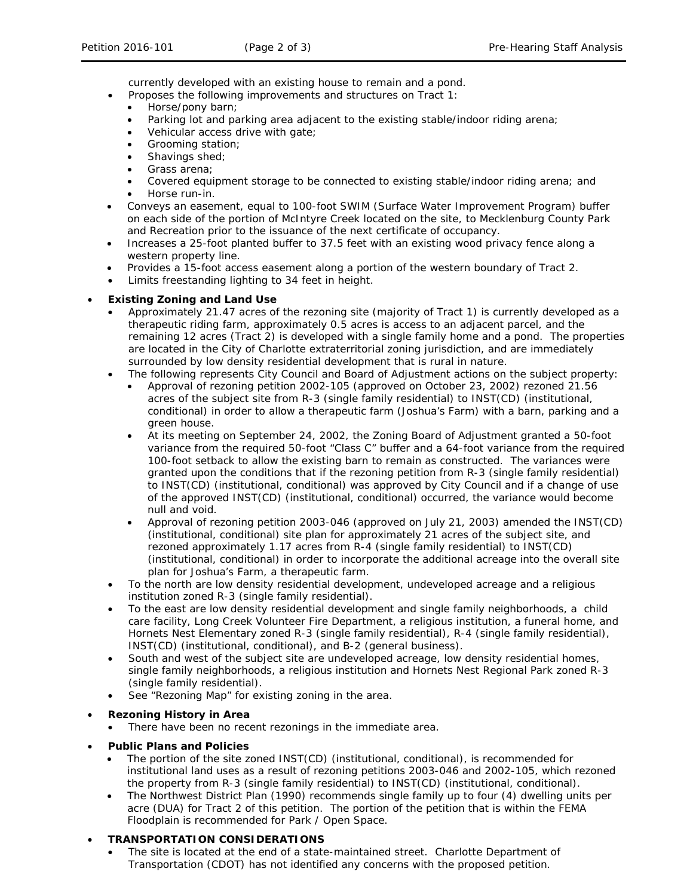currently developed with an existing house to remain and a pond.

- Proposes the following improvements and structures on Tract 1:
  - Horse/pony barn;
  - Parking lot and parking area adjacent to the existing stable/indoor riding arena;
  - Vehicular access drive with gate;
  - Grooming station;
  - Shavings shed;
  - Grass arena;
  - Covered equipment storage to be connected to existing stable/indoor riding arena; and
  - Horse run-in.
- Conveys an easement, equal to 100-foot SWIM (Surface Water Improvement Program) buffer on each side of the portion of McIntyre Creek located on the site, to Mecklenburg County Park and Recreation prior to the issuance of the next certificate of occupancy.
- Increases a 25-foot planted buffer to 37.5 feet with an existing wood privacy fence along a western property line.
- Provides a 15-foot access easement along a portion of the western boundary of Tract 2.
- Limits freestanding lighting to 34 feet in height.

- **Existing Zoning and Land Use**
  - Approximately 21.47 acres of the rezoning site (majority of Tract 1) is currently developed as a therapeutic riding farm, approximately 0.5 acres is access to an adjacent parcel, and the remaining 12 acres (Tract 2) is developed with a single family home and a pond. The properties are located in the City of Charlotte extraterritorial zoning jurisdiction, and are immediately surrounded by low density residential development that is rural in nature.
  - The following represents City Council and Board of Adjustment actions on the subject property:
    - Approval of rezoning petition 2002-105 (approved on October 23, 2002) rezoned 21.56 acres of the subject site from R-3 (single family residential) to INST(CD) (institutional, conditional) in order to allow a therapeutic farm (Joshua's Farm) with a barn, parking and a green house.
    - At its meeting on September 24, 2002, the Zoning Board of Adjustment granted a 50-foot variance from the required 50-foot "Class C" buffer and a 64-foot variance from the required 100-foot setback to allow the existing barn to remain as constructed. The variances were granted upon the conditions that if the rezoning petition from R-3 (single family residential) to INST(CD) (institutional, conditional) was approved by City Council and if a change of use of the approved INST(CD) (institutional, conditional) occurred, the variance would become null and void.
    - Approval of rezoning petition 2003-046 (approved on July 21, 2003) amended the INST(CD) (institutional, conditional) site plan for approximately 21 acres of the subject site, and rezoned approximately 1.17 acres from R-4 (single family residential) to INST(CD) (institutional, conditional) in order to incorporate the additional acreage into the overall site plan for Joshua's Farm, a therapeutic farm.
  - To the north are low density residential development, undeveloped acreage and a religious institution zoned R-3 (single family residential).
  - To the east are low density residential development and single family neighborhoods, a child care facility, Long Creek Volunteer Fire Department, a religious institution, a funeral home, and Hornets Nest Elementary zoned R-3 (single family residential), R-4 (single family residential), INST(CD) (institutional, conditional), and B-2 (general business).
  - South and west of the subject site are undeveloped acreage, low density residential homes, single family neighborhoods, a religious institution and Hornets Nest Regional Park zoned R-3 (single family residential).
  - See "Rezoning Map" for existing zoning in the area.

- **Rezoning History in Area**
  - There have been no recent rezonings in the immediate area.

- **Public Plans and Policies**
  - The portion of the site zoned INST(CD) (institutional, conditional), is recommended for institutional land uses as a result of rezoning petitions 2003-046 and 2002-105, which rezoned the property from R-3 (single family residential) to INST(CD) (institutional, conditional).
  - The Northwest District Plan (1990) recommends single family up to four (4) dwelling units per acre (DUA) for Tract 2 of this petition. The portion of the petition that is within the FEMA Floodplain is recommended for Park / Open Space.

- **TRANSPORTATION CONSIDERATIONS**
  - The site is located at the end of a state-maintained street. Charlotte Department of Transportation (CDOT) has not identified any concerns with the proposed petition.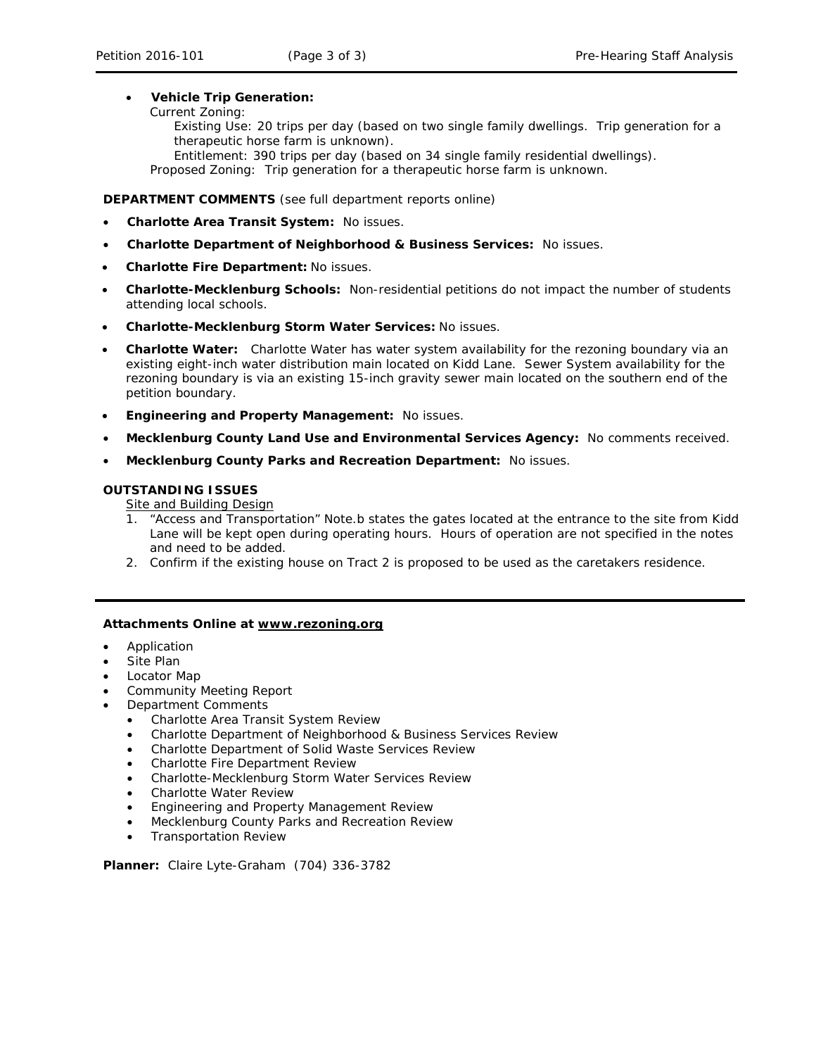- **Vehicle Trip Generation:**
  Current Zoning:
    Existing Use: 20 trips per day (based on two single family dwellings. Trip generation for a therapeutic horse farm is unknown).
    Entitlement: 390 trips per day (based on 34 single family residential dwellings).
  Proposed Zoning: Trip generation for a therapeutic horse farm is unknown.

**DEPARTMENT COMMENTS** (see full department reports online)

- **Charlotte Area Transit System:** No issues.
- **Charlotte Department of Neighborhood & Business Services:** No issues.
- **Charlotte Fire Department:** No issues.
- **Charlotte-Mecklenburg Schools:** Non-residential petitions do not impact the number of students attending local schools.
- **Charlotte-Mecklenburg Storm Water Services:** No issues.
- **Charlotte Water:** Charlotte Water has water system availability for the rezoning boundary via an existing eight-inch water distribution main located on Kidd Lane. Sewer System availability for the rezoning boundary is via an existing 15-inch gravity sewer main located on the southern end of the petition boundary.
- **Engineering and Property Management:** No issues.
- **Mecklenburg County Land Use and Environmental Services Agency:** No comments received.
- **Mecklenburg County Parks and Recreation Department:** No issues.

**OUTSTANDING ISSUES**

Site and Building Design

1. "Access and Transportation" Note.b states the gates located at the entrance to the site from Kidd Lane will be kept open during operating hours. Hours of operation are not specified in the notes and need to be added.
2. Confirm if the existing house on Tract 2 is proposed to be used as the caretakers residence.

---

**Attachments Online at www.rezoning.org**

- Application
- Site Plan
- Locator Map
- Community Meeting Report
- Department Comments
  - Charlotte Area Transit System Review
  - Charlotte Department of Neighborhood & Business Services Review
  - Charlotte Department of Solid Waste Services Review
  - Charlotte Fire Department Review
  - Charlotte-Mecklenburg Storm Water Services Review
  - Charlotte Water Review
  - Engineering and Property Management Review
  - Mecklenburg County Parks and Recreation Review
  - Transportation Review

**Planner:** Claire Lyte-Graham (704) 336-3782